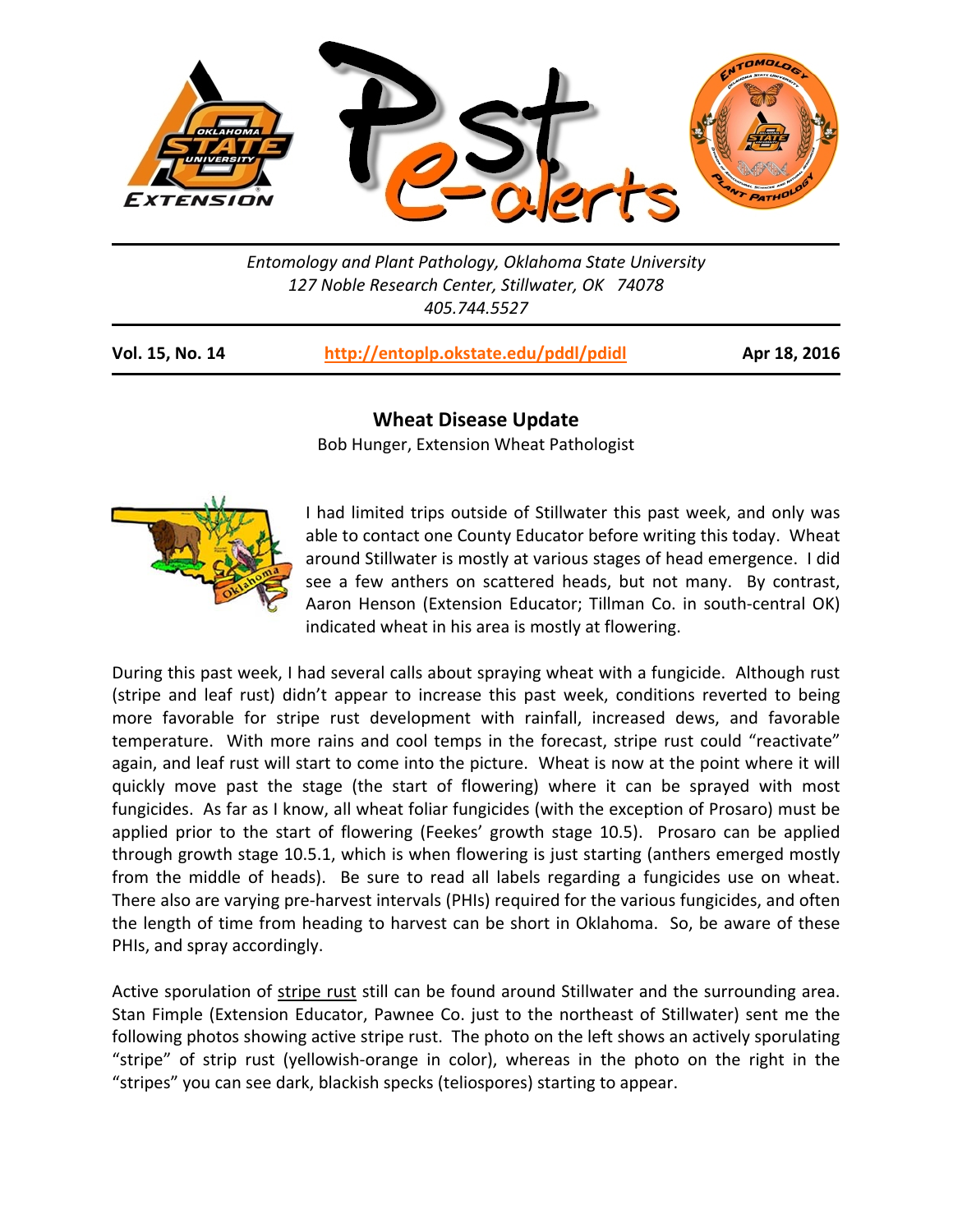Entomology and Plant Pathology, Oklahoma State University
127 Noble Research Center, Stillwater, OK 74078
405.744.5527

**Vol. 15, No. 14** | **http://entoplp.okstate.edu/pddl/pdidl** | **Apr 18, 2016**

## Wheat Disease Update

Bob Hunger, Extension Wheat Pathologist

I had limited trips outside of Stillwater this past week, and only was able to contact one County Educator before writing this today. Wheat around Stillwater is mostly at various stages of head emergence. I did see a few anthers on scattered heads, but not many. By contrast, Aaron Henson (Extension Educator; Tillman Co. in south-central OK) indicated wheat in his area is mostly at flowering.

During this past week, I had several calls about spraying wheat with a fungicide. Although rust (stripe and leaf rust) didn't appear to increase this past week, conditions reverted to being more favorable for stripe rust development with rainfall, increased dews, and favorable temperature. With more rains and cool temps in the forecast, stripe rust could "reactivate" again, and leaf rust will start to come into the picture. Wheat is now at the point where it will quickly move past the stage (the start of flowering) where it can be sprayed with most fungicides. As far as I know, all wheat foliar fungicides (with the exception of Prosaro) must be applied prior to the start of flowering (Feekes' growth stage 10.5). Prosaro can be applied through growth stage 10.5.1, which is when flowering is just starting (anthers emerged mostly from the middle of heads). Be sure to read all labels regarding a fungicides use on wheat. There also are varying pre-harvest intervals (PHIs) required for the various fungicides, and often the length of time from heading to harvest can be short in Oklahoma. So, be aware of these PHIs, and spray accordingly.

Active sporulation of stripe rust still can be found around Stillwater and the surrounding area. Stan Fimple (Extension Educator, Pawnee Co. just to the northeast of Stillwater) sent me the following photos showing active stripe rust. The photo on the left shows an actively sporulating "stripe" of strip rust (yellowish-orange in color), whereas in the photo on the right in the "stripes" you can see dark, blackish specks (teliospores) starting to appear.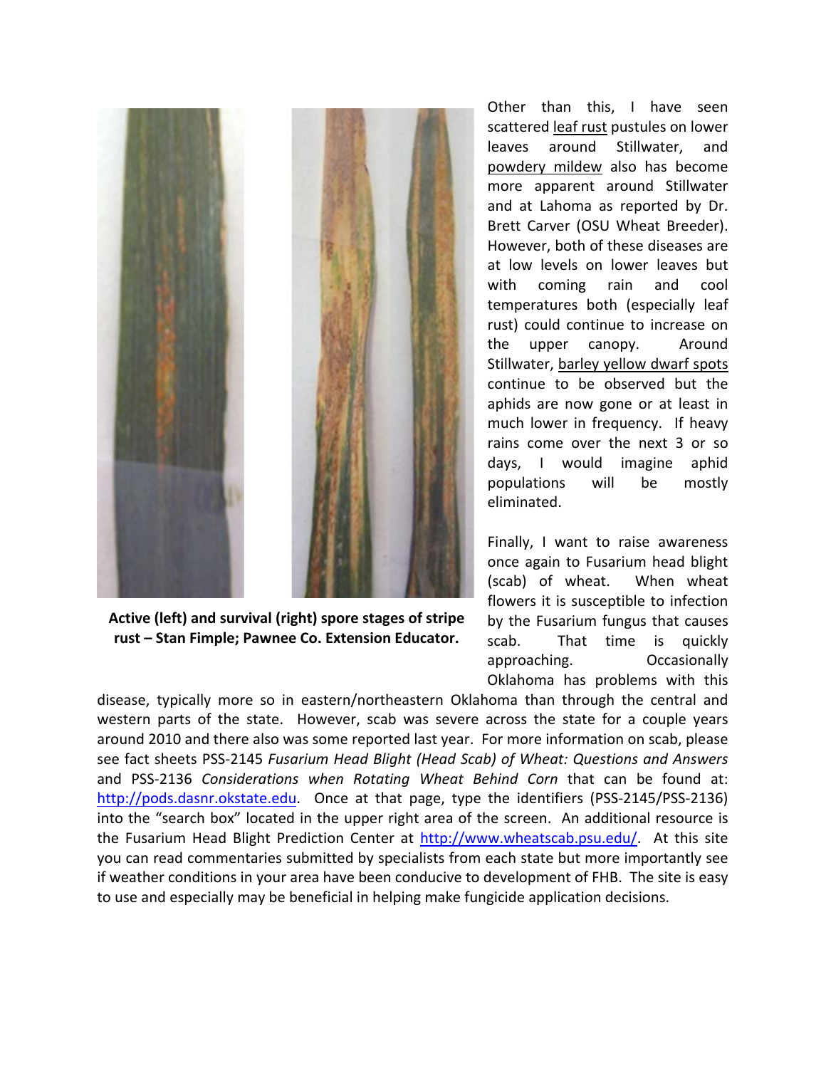**Active (left) and survival (right) spore stages of stripe rust – Stan Fimple; Pawnee Co. Extension Educator.**

Other than this, I have seen scattered leaf rust pustules on lower leaves around Stillwater, and powdery mildew also has become more apparent around Stillwater and at Lahoma as reported by Dr. Brett Carver (OSU Wheat Breeder). However, both of these diseases are at low levels on lower leaves but with coming rain and cool temperatures both (especially leaf rust) could continue to increase on the upper canopy. Around Stillwater, barley yellow dwarf spots continue to be observed but the aphids are now gone or at least in much lower in frequency. If heavy rains come over the next 3 or so days, I would imagine aphid populations will be mostly eliminated.

Finally, I want to raise awareness once again to Fusarium head blight (scab) of wheat. When wheat flowers it is susceptible to infection by the Fusarium fungus that causes scab. That time is quickly approaching. Occasionally Oklahoma has problems with this disease, typically more so in eastern/northeastern Oklahoma than through the central and western parts of the state. However, scab was severe across the state for a couple years around 2010 and there also was some reported last year. For more information on scab, please see fact sheets PSS-2145 *Fusarium Head Blight (Head Scab) of Wheat: Questions and Answers* and PSS-2136 *Considerations when Rotating Wheat Behind Corn* that can be found at: http://pods.dasnr.okstate.edu. Once at that page, type the identifiers (PSS-2145/PSS-2136) into the "search box" located in the upper right area of the screen. An additional resource is the Fusarium Head Blight Prediction Center at http://www.wheatscab.psu.edu/. At this site you can read commentaries submitted by specialists from each state but more importantly see if weather conditions in your area have been conducive to development of FHB. The site is easy to use and especially may be beneficial in helping make fungicide application decisions.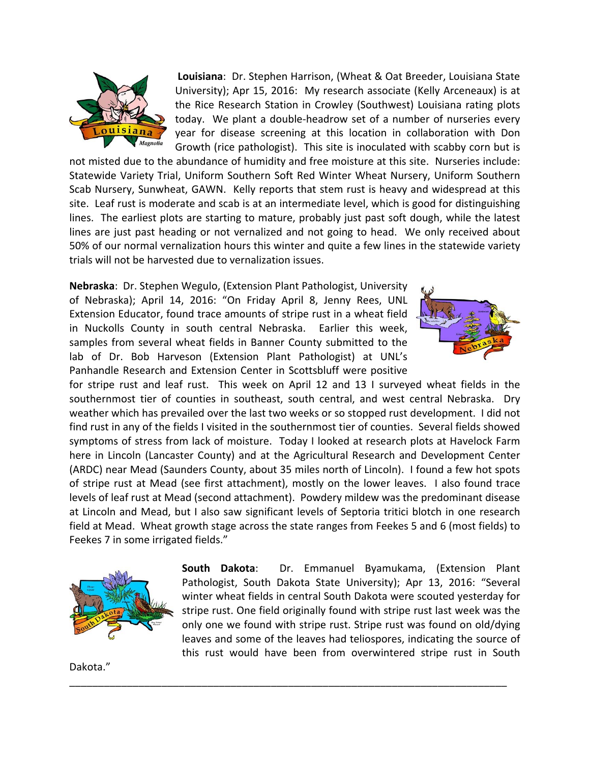**Louisiana**: Dr. Stephen Harrison, (Wheat & Oat Breeder, Louisiana State University); Apr 15, 2016: My research associate (Kelly Arceneaux) is at the Rice Research Station in Crowley (Southwest) Louisiana rating plots today. We plant a double-headrow set of a number of nurseries every year for disease screening at this location in collaboration with Don Growth (rice pathologist). This site is inoculated with scabby corn but is not misted due to the abundance of humidity and free moisture at this site. Nurseries include: Statewide Variety Trial, Uniform Southern Soft Red Winter Wheat Nursery, Uniform Southern Scab Nursery, Sunwheat, GAWN. Kelly reports that stem rust is heavy and widespread at this site. Leaf rust is moderate and scab is at an intermediate level, which is good for distinguishing lines. The earliest plots are starting to mature, probably just past soft dough, while the latest lines are just past heading or not vernalized and not going to head. We only received about 50% of our normal vernalization hours this winter and quite a few lines in the statewide variety trials will not be harvested due to vernalization issues.

**Nebraska**: Dr. Stephen Wegulo, (Extension Plant Pathologist, University of Nebraska); April 14, 2016: "On Friday April 8, Jenny Rees, UNL Extension Educator, found trace amounts of stripe rust in a wheat field in Nuckolls County in south central Nebraska. Earlier this week, samples from several wheat fields in Banner County submitted to the lab of Dr. Bob Harveson (Extension Plant Pathologist) at UNL's Panhandle Research and Extension Center in Scottsbluff were positive for stripe rust and leaf rust. This week on April 12 and 13 I surveyed wheat fields in the southernmost tier of counties in southeast, south central, and west central Nebraska. Dry weather which has prevailed over the last two weeks or so stopped rust development. I did not find rust in any of the fields I visited in the southernmost tier of counties. Several fields showed symptoms of stress from lack of moisture. Today I looked at research plots at Havelock Farm here in Lincoln (Lancaster County) and at the Agricultural Research and Development Center (ARDC) near Mead (Saunders County, about 35 miles north of Lincoln). I found a few hot spots of stripe rust at Mead (see first attachment), mostly on the lower leaves. I also found trace levels of leaf rust at Mead (second attachment). Powdery mildew was the predominant disease at Lincoln and Mead, but I also saw significant levels of Septoria tritici blotch in one research field at Mead. Wheat growth stage across the state ranges from Feekes 5 and 6 (most fields) to Feekes 7 in some irrigated fields."

**South Dakota**: Dr. Emmanuel Byamukama, (Extension Plant Pathologist, South Dakota State University); Apr 13, 2016: "Several winter wheat fields in central South Dakota were scouted yesterday for stripe rust. One field originally found with stripe rust last week was the only one we found with stripe rust. Stripe rust was found on old/dying leaves and some of the leaves had teliospores, indicating the source of this rust would have been from overwintered stripe rust in South Dakota."

---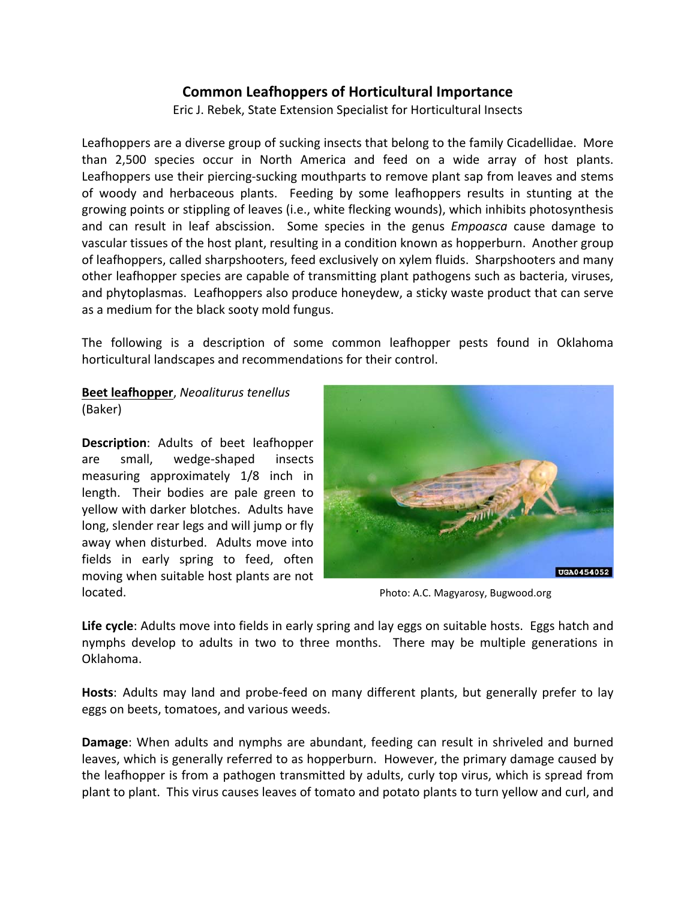# Common Leafhoppers of Horticultural Importance

Eric J. Rebek, State Extension Specialist for Horticultural Insects

Leafhoppers are a diverse group of sucking insects that belong to the family Cicadellidae. More than 2,500 species occur in North America and feed on a wide array of host plants. Leafhoppers use their piercing-sucking mouthparts to remove plant sap from leaves and stems of woody and herbaceous plants. Feeding by some leafhoppers results in stunting at the growing points or stippling of leaves (i.e., white flecking wounds), which inhibits photosynthesis and can result in leaf abscission. Some species in the genus *Empoasca* cause damage to vascular tissues of the host plant, resulting in a condition known as hopperburn. Another group of leafhoppers, called sharpshooters, feed exclusively on xylem fluids. Sharpshooters and many other leafhopper species are capable of transmitting plant pathogens such as bacteria, viruses, and phytoplasmas. Leafhoppers also produce honeydew, a sticky waste product that can serve as a medium for the black sooty mold fungus.

The following is a description of some common leafhopper pests found in Oklahoma horticultural landscapes and recommendations for their control.

**Beet leafhopper**, *Neoaliturus tenellus* (Baker)

**Description**: Adults of beet leafhopper are small, wedge-shaped insects measuring approximately 1/8 inch in length. Their bodies are pale green to yellow with darker blotches. Adults have long, slender rear legs and will jump or fly away when disturbed. Adults move into fields in early spring to feed, often moving when suitable host plants are not located.

Photo: A.C. Magyarosy, Bugwood.org

**Life cycle**: Adults move into fields in early spring and lay eggs on suitable hosts. Eggs hatch and nymphs develop to adults in two to three months. There may be multiple generations in Oklahoma.

**Hosts**: Adults may land and probe-feed on many different plants, but generally prefer to lay eggs on beets, tomatoes, and various weeds.

**Damage**: When adults and nymphs are abundant, feeding can result in shriveled and burned leaves, which is generally referred to as hopperburn. However, the primary damage caused by the leafhopper is from a pathogen transmitted by adults, curly top virus, which is spread from plant to plant. This virus causes leaves of tomato and potato plants to turn yellow and curl, and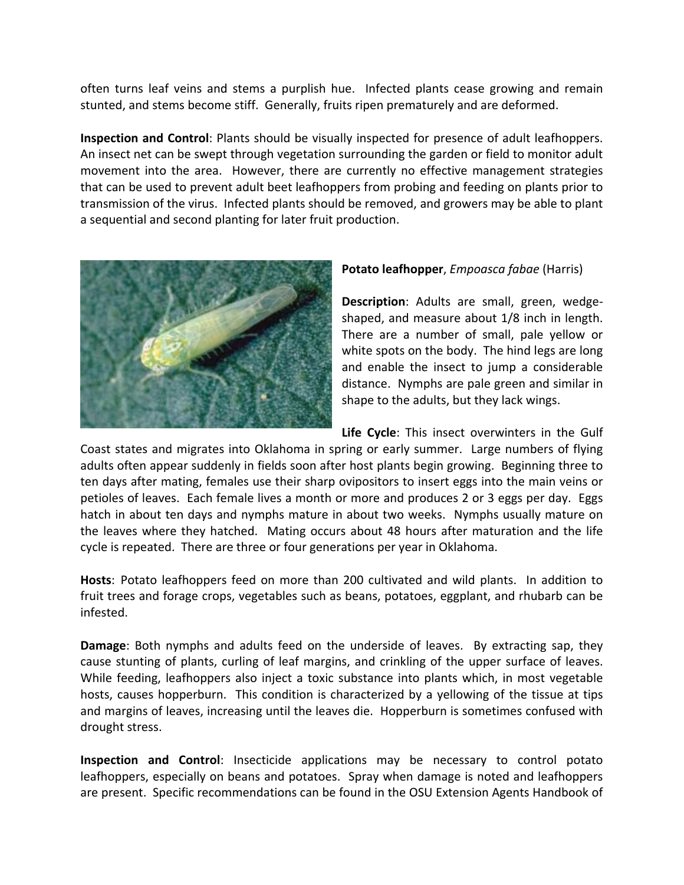often turns leaf veins and stems a purplish hue. Infected plants cease growing and remain stunted, and stems become stiff. Generally, fruits ripen prematurely and are deformed.

**Inspection and Control**: Plants should be visually inspected for presence of adult leafhoppers. An insect net can be swept through vegetation surrounding the garden or field to monitor adult movement into the area. However, there are currently no effective management strategies that can be used to prevent adult beet leafhoppers from probing and feeding on plants prior to transmission of the virus. Infected plants should be removed, and growers may be able to plant a sequential and second planting for later fruit production.

**Potato leafhopper**, *Empoasca fabae* (Harris)

**Description**: Adults are small, green, wedge-shaped, and measure about 1/8 inch in length. There are a number of small, pale yellow or white spots on the body. The hind legs are long and enable the insect to jump a considerable distance. Nymphs are pale green and similar in shape to the adults, but they lack wings.

**Life Cycle**: This insect overwinters in the Gulf Coast states and migrates into Oklahoma in spring or early summer. Large numbers of flying adults often appear suddenly in fields soon after host plants begin growing. Beginning three to ten days after mating, females use their sharp ovipositors to insert eggs into the main veins or petioles of leaves. Each female lives a month or more and produces 2 or 3 eggs per day. Eggs hatch in about ten days and nymphs mature in about two weeks. Nymphs usually mature on the leaves where they hatched. Mating occurs about 48 hours after maturation and the life cycle is repeated. There are three or four generations per year in Oklahoma.

**Hosts**: Potato leafhoppers feed on more than 200 cultivated and wild plants. In addition to fruit trees and forage crops, vegetables such as beans, potatoes, eggplant, and rhubarb can be infested.

**Damage**: Both nymphs and adults feed on the underside of leaves. By extracting sap, they cause stunting of plants, curling of leaf margins, and crinkling of the upper surface of leaves. While feeding, leafhoppers also inject a toxic substance into plants which, in most vegetable hosts, causes hopperburn. This condition is characterized by a yellowing of the tissue at tips and margins of leaves, increasing until the leaves die. Hopperburn is sometimes confused with drought stress.

**Inspection and Control**: Insecticide applications may be necessary to control potato leafhoppers, especially on beans and potatoes. Spray when damage is noted and leafhoppers are present. Specific recommendations can be found in the OSU Extension Agents Handbook of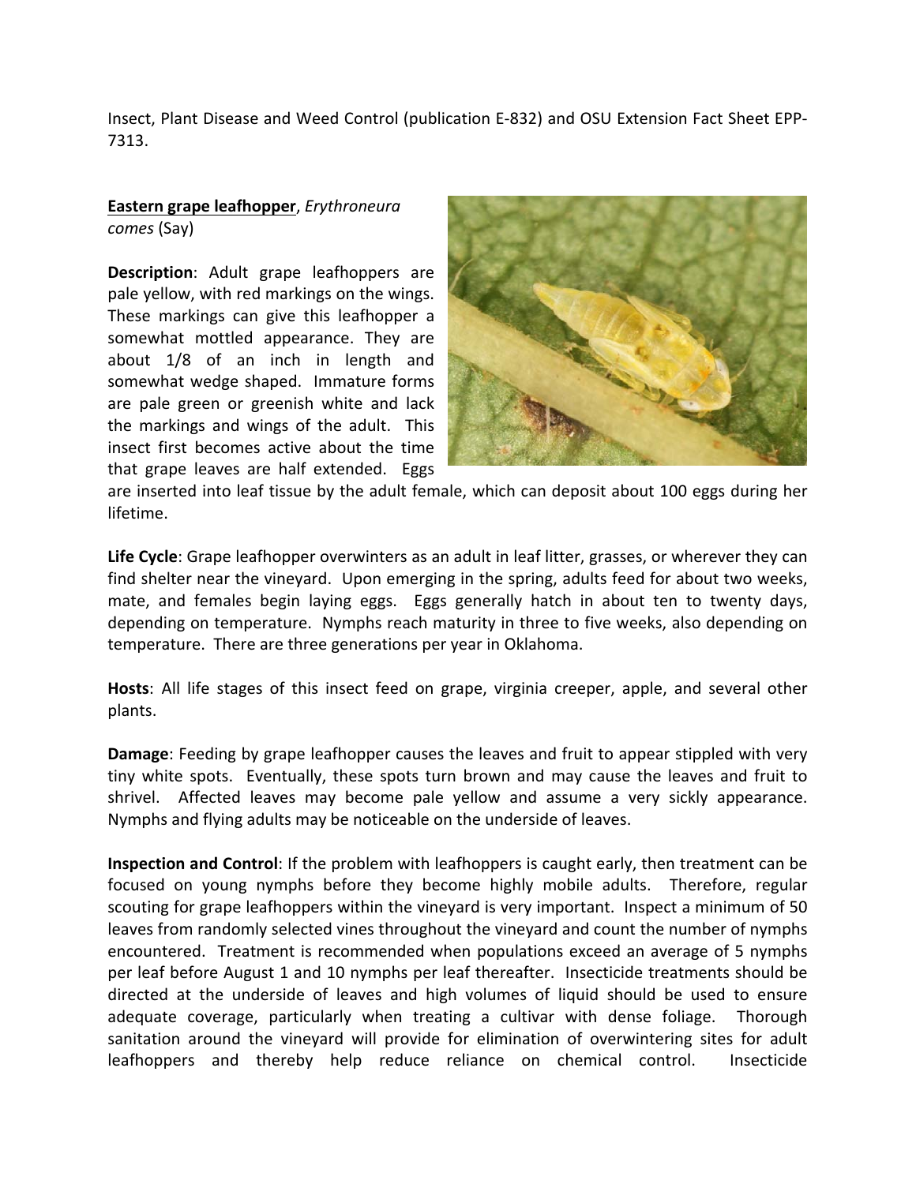Insect, Plant Disease and Weed Control (publication E-832) and OSU Extension Fact Sheet EPP-7313.

**Eastern grape leafhopper**, *Erythroneura comes* (Say)

**Description**: Adult grape leafhoppers are pale yellow, with red markings on the wings. These markings can give this leafhopper a somewhat mottled appearance. They are about 1/8 of an inch in length and somewhat wedge shaped. Immature forms are pale green or greenish white and lack the markings and wings of the adult. This insect first becomes active about the time that grape leaves are half extended. Eggs are inserted into leaf tissue by the adult female, which can deposit about 100 eggs during her lifetime.

**Life Cycle**: Grape leafhopper overwinters as an adult in leaf litter, grasses, or wherever they can find shelter near the vineyard. Upon emerging in the spring, adults feed for about two weeks, mate, and females begin laying eggs. Eggs generally hatch in about ten to twenty days, depending on temperature. Nymphs reach maturity in three to five weeks, also depending on temperature. There are three generations per year in Oklahoma.

**Hosts**: All life stages of this insect feed on grape, virginia creeper, apple, and several other plants.

**Damage**: Feeding by grape leafhopper causes the leaves and fruit to appear stippled with very tiny white spots. Eventually, these spots turn brown and may cause the leaves and fruit to shrivel. Affected leaves may become pale yellow and assume a very sickly appearance. Nymphs and flying adults may be noticeable on the underside of leaves.

**Inspection and Control**: If the problem with leafhoppers is caught early, then treatment can be focused on young nymphs before they become highly mobile adults. Therefore, regular scouting for grape leafhoppers within the vineyard is very important. Inspect a minimum of 50 leaves from randomly selected vines throughout the vineyard and count the number of nymphs encountered. Treatment is recommended when populations exceed an average of 5 nymphs per leaf before August 1 and 10 nymphs per leaf thereafter. Insecticide treatments should be directed at the underside of leaves and high volumes of liquid should be used to ensure adequate coverage, particularly when treating a cultivar with dense foliage. Thorough sanitation around the vineyard will provide for elimination of overwintering sites for adult leafhoppers and thereby help reduce reliance on chemical control. Insecticide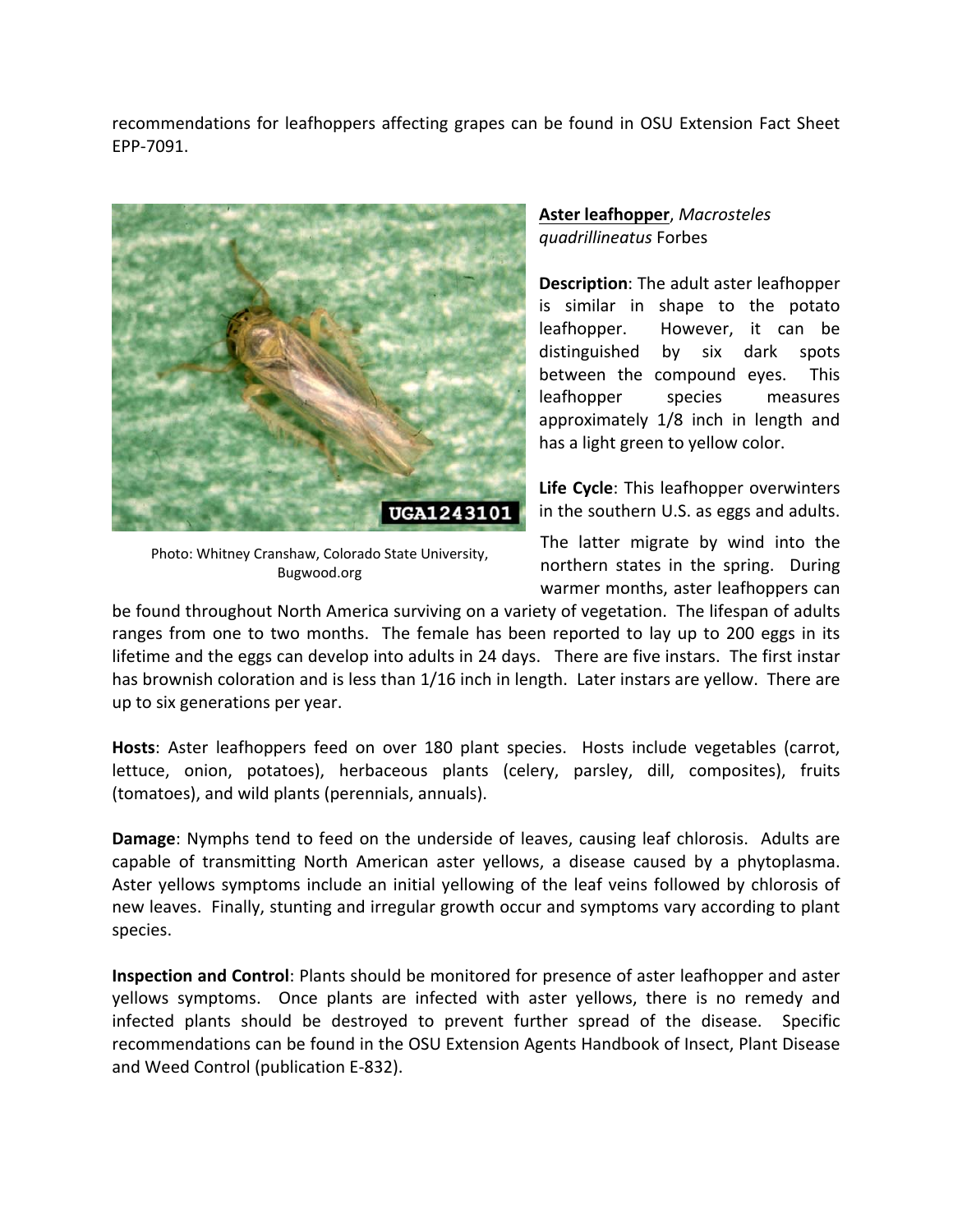recommendations for leafhoppers affecting grapes can be found in OSU Extension Fact Sheet EPP-7091.

Photo: Whitney Cranshaw, Colorado State University, Bugwood.org

**Aster leafhopper**, *Macrosteles quadrillineatus* Forbes

**Description**: The adult aster leafhopper is similar in shape to the potato leafhopper. However, it can be distinguished by six dark spots between the compound eyes. This leafhopper species measures approximately 1/8 inch in length and has a light green to yellow color.

**Life Cycle**: This leafhopper overwinters in the southern U.S. as eggs and adults. The latter migrate by wind into the northern states in the spring. During warmer months, aster leafhoppers can be found throughout North America surviving on a variety of vegetation. The lifespan of adults ranges from one to two months. The female has been reported to lay up to 200 eggs in its lifetime and the eggs can develop into adults in 24 days. There are five instars. The first instar has brownish coloration and is less than 1/16 inch in length. Later instars are yellow. There are up to six generations per year.

**Hosts**: Aster leafhoppers feed on over 180 plant species. Hosts include vegetables (carrot, lettuce, onion, potatoes), herbaceous plants (celery, parsley, dill, composites), fruits (tomatoes), and wild plants (perennials, annuals).

**Damage**: Nymphs tend to feed on the underside of leaves, causing leaf chlorosis. Adults are capable of transmitting North American aster yellows, a disease caused by a phytoplasma. Aster yellows symptoms include an initial yellowing of the leaf veins followed by chlorosis of new leaves. Finally, stunting and irregular growth occur and symptoms vary according to plant species.

**Inspection and Control**: Plants should be monitored for presence of aster leafhopper and aster yellows symptoms. Once plants are infected with aster yellows, there is no remedy and infected plants should be destroyed to prevent further spread of the disease. Specific recommendations can be found in the OSU Extension Agents Handbook of Insect, Plant Disease and Weed Control (publication E-832).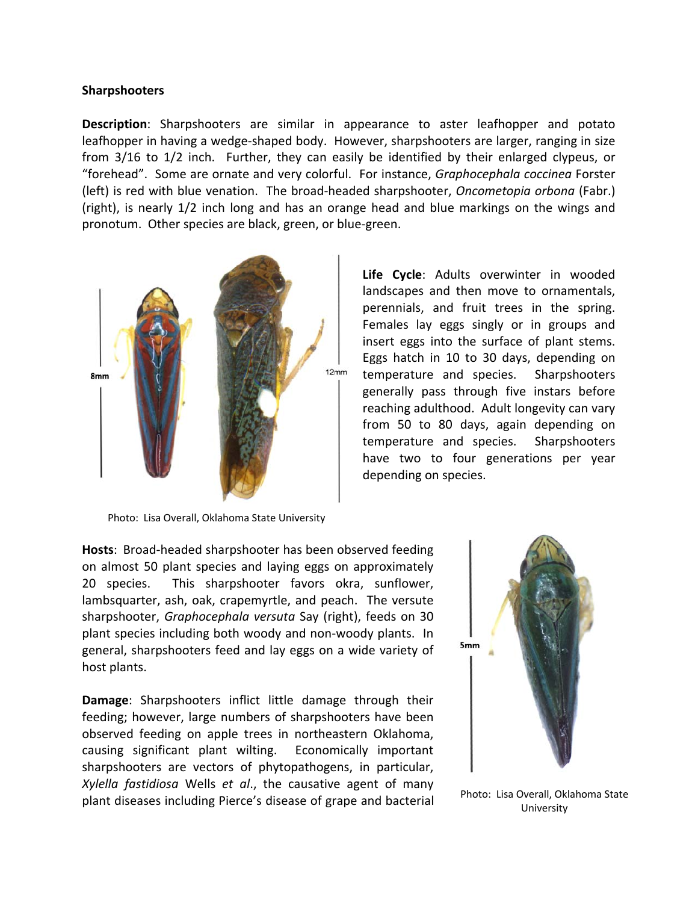**Sharpshooters**

**Description**: Sharpshooters are similar in appearance to aster leafhopper and potato leafhopper in having a wedge-shaped body. However, sharpshooters are larger, ranging in size from 3/16 to 1/2 inch. Further, they can easily be identified by their enlarged clypeus, or "forehead". Some are ornate and very colorful. For instance, *Graphocephala coccinea* Forster (left) is red with blue venation. The broad-headed sharpshooter, *Oncometopia orbona* (Fabr.) (right), is nearly 1/2 inch long and has an orange head and blue markings on the wings and pronotum. Other species are black, green, or blue-green.

8mm

12mm

Photo: Lisa Overall, Oklahoma State University

**Life Cycle**: Adults overwinter in wooded landscapes and then move to ornamentals, perennials, and fruit trees in the spring. Females lay eggs singly or in groups and insert eggs into the surface of plant stems. Eggs hatch in 10 to 30 days, depending on temperature and species. Sharpshooters generally pass through five instars before reaching adulthood. Adult longevity can vary from 50 to 80 days, again depending on temperature and species. Sharpshooters have two to four generations per year depending on species.

**Hosts**: Broad-headed sharpshooter has been observed feeding on almost 50 plant species and laying eggs on approximately 20 species. This sharpshooter favors okra, sunflower, lambsquarter, ash, oak, crapemyrtle, and peach. The versute sharpshooter, *Graphocephala versuta* Say (right), feeds on 30 plant species including both woody and non-woody plants. In general, sharpshooters feed and lay eggs on a wide variety of host plants.

5mm

Photo: Lisa Overall, Oklahoma State University

**Damage**: Sharpshooters inflict little damage through their feeding; however, large numbers of sharpshooters have been observed feeding on apple trees in northeastern Oklahoma, causing significant plant wilting. Economically important sharpshooters are vectors of phytopathogens, in particular, *Xylella fastidiosa* Wells *et al*., the causative agent of many plant diseases including Pierce's disease of grape and bacterial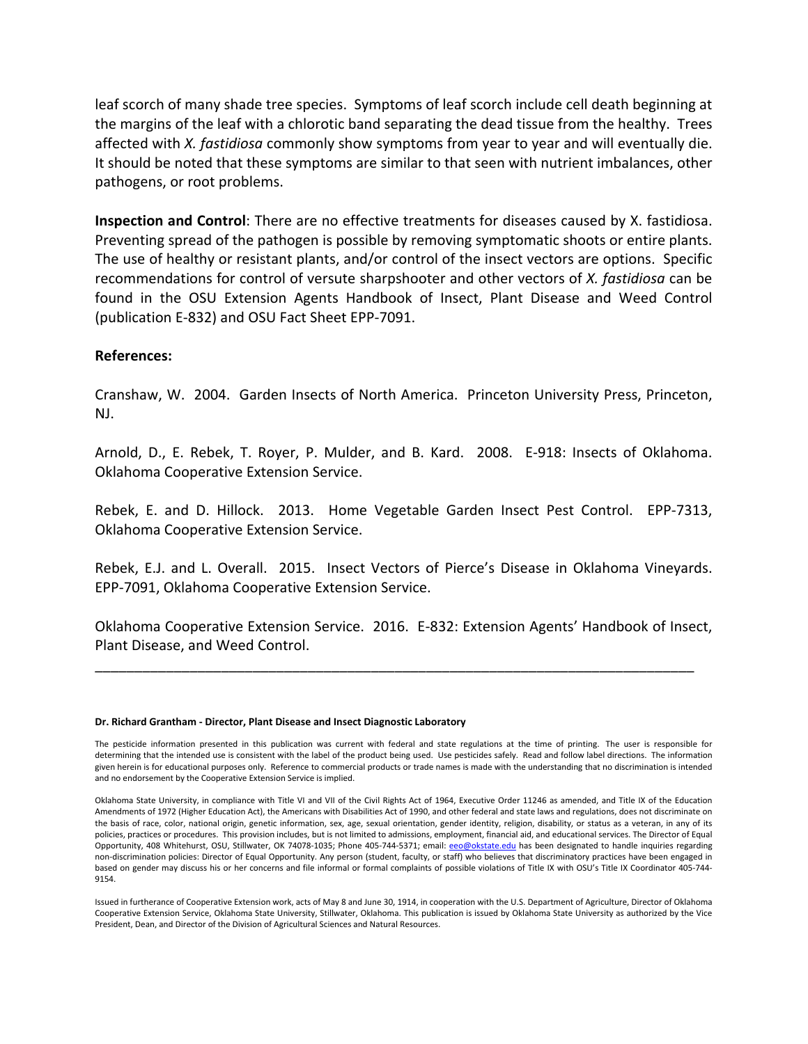leaf scorch of many shade tree species. Symptoms of leaf scorch include cell death beginning at the margins of the leaf with a chlorotic band separating the dead tissue from the healthy. Trees affected with *X. fastidiosa* commonly show symptoms from year to year and will eventually die. It should be noted that these symptoms are similar to that seen with nutrient imbalances, other pathogens, or root problems.

**Inspection and Control**: There are no effective treatments for diseases caused by X. fastidiosa. Preventing spread of the pathogen is possible by removing symptomatic shoots or entire plants. The use of healthy or resistant plants, and/or control of the insect vectors are options. Specific recommendations for control of versute sharpshooter and other vectors of *X. fastidiosa* can be found in the OSU Extension Agents Handbook of Insect, Plant Disease and Weed Control (publication E-832) and OSU Fact Sheet EPP-7091.

**References:**

Cranshaw, W. 2004. Garden Insects of North America. Princeton University Press, Princeton, NJ.

Arnold, D., E. Rebek, T. Royer, P. Mulder, and B. Kard. 2008. E-918: Insects of Oklahoma. Oklahoma Cooperative Extension Service.

Rebek, E. and D. Hillock. 2013. Home Vegetable Garden Insect Pest Control. EPP-7313, Oklahoma Cooperative Extension Service.

Rebek, E.J. and L. Overall. 2015. Insect Vectors of Pierce's Disease in Oklahoma Vineyards. EPP-7091, Oklahoma Cooperative Extension Service.

Oklahoma Cooperative Extension Service. 2016. E-832: Extension Agents' Handbook of Insect, Plant Disease, and Weed Control.

---

**Dr. Richard Grantham - Director, Plant Disease and Insect Diagnostic Laboratory**

The pesticide information presented in this publication was current with federal and state regulations at the time of printing. The user is responsible for determining that the intended use is consistent with the label of the product being used. Use pesticides safely. Read and follow label directions. The information given herein is for educational purposes only. Reference to commercial products or trade names is made with the understanding that no discrimination is intended and no endorsement by the Cooperative Extension Service is implied.

Oklahoma State University, in compliance with Title VI and VII of the Civil Rights Act of 1964, Executive Order 11246 as amended, and Title IX of the Education Amendments of 1972 (Higher Education Act), the Americans with Disabilities Act of 1990, and other federal and state laws and regulations, does not discriminate on the basis of race, color, national origin, genetic information, sex, age, sexual orientation, gender identity, religion, disability, or status as a veteran, in any of its policies, practices or procedures. This provision includes, but is not limited to admissions, employment, financial aid, and educational services. The Director of Equal Opportunity, 408 Whitehurst, OSU, Stillwater, OK 74078-1035; Phone 405-744-5371; email: eeo@okstate.edu has been designated to handle inquiries regarding non-discrimination policies: Director of Equal Opportunity. Any person (student, faculty, or staff) who believes that discriminatory practices have been engaged in based on gender may discuss his or her concerns and file informal or formal complaints of possible violations of Title IX with OSU's Title IX Coordinator 405-744-9154.

Issued in furtherance of Cooperative Extension work, acts of May 8 and June 30, 1914, in cooperation with the U.S. Department of Agriculture, Director of Oklahoma Cooperative Extension Service, Oklahoma State University, Stillwater, Oklahoma. This publication is issued by Oklahoma State University as authorized by the Vice President, Dean, and Director of the Division of Agricultural Sciences and Natural Resources.